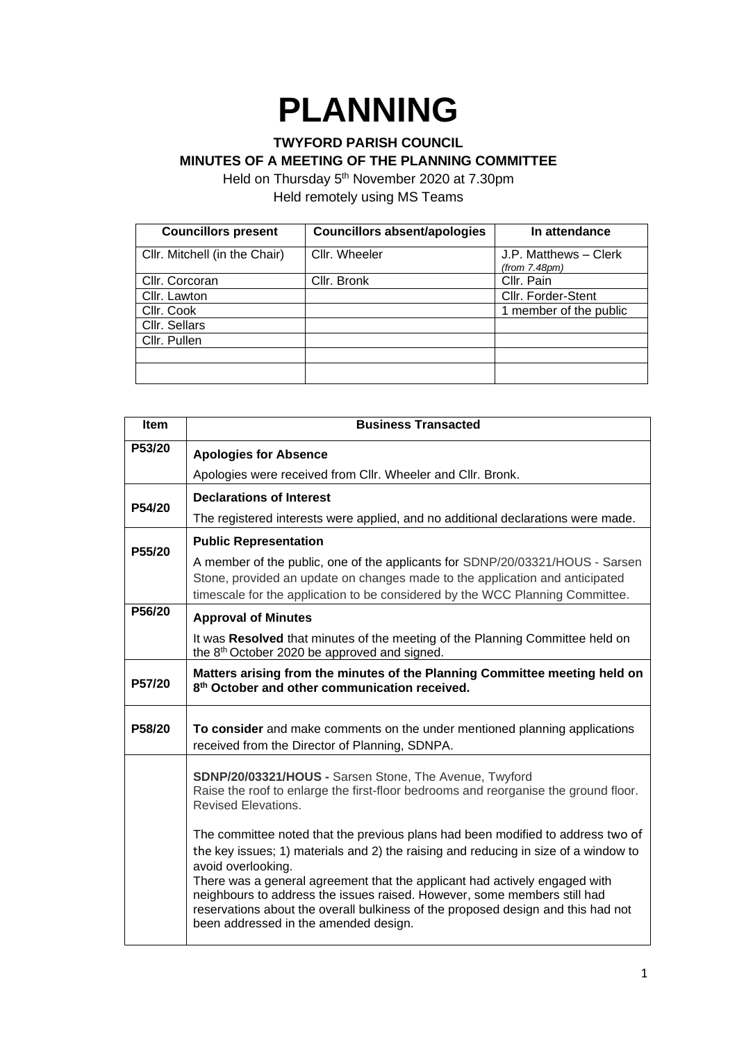# PLANNING

**TWYFORD PARISH COUNCIL**
**MINUTES OF A MEETING OF THE PLANNING COMMITTEE**

Held on Thursday 5th November 2020 at 7.30pm
Held remotely using MS Teams

| Councillors present | Councillors absent/apologies | In attendance |
|---|---|---|
| Cllr. Mitchell (in the Chair) | Cllr. Wheeler | J.P. Matthews – Clerk *(from 7.48pm)* |
| Cllr. Corcoran | Cllr. Bronk | Cllr. Pain |
| Cllr. Lawton | | Cllr. Forder-Stent |
| Cllr. Cook | | 1 member of the public |
| Cllr. Sellars | | |
| Cllr. Pullen | | |
| | | |
| | | |

| Item | Business Transacted |
|---|---|
| P53/20 | **Apologies for Absence**<br>Apologies were received from Cllr. Wheeler and Cllr. Bronk. |
| P54/20 | **Declarations of Interest**<br>The registered interests were applied, and no additional declarations were made. |
| P55/20 | **Public Representation**<br>A member of the public, one of the applicants for SDNP/20/03321/HOUS - Sarsen Stone, provided an update on changes made to the application and anticipated timescale for the application to be considered by the WCC Planning Committee. |
| P56/20 | **Approval of Minutes**<br>It was **Resolved** that minutes of the meeting of the Planning Committee held on the 8th October 2020 be approved and signed. |
| P57/20 | **Matters arising from the minutes of the Planning Committee meeting held on 8th October and other communication received.** |
| P58/20 | **To consider** and make comments on the under mentioned planning applications received from the Director of Planning, SDNPA. |
| | **SDNP/20/03321/HOUS -** Sarsen Stone, The Avenue, Twyford<br>Raise the roof to enlarge the first-floor bedrooms and reorganise the ground floor. Revised Elevations.<br><br>The committee noted that the previous plans had been modified to address two of the key issues; 1) materials and 2) the raising and reducing in size of a window to avoid overlooking.<br>There was a general agreement that the applicant had actively engaged with neighbours to address the issues raised. However, some members still had reservations about the overall bulkiness of the proposed design and this had not been addressed in the amended design. |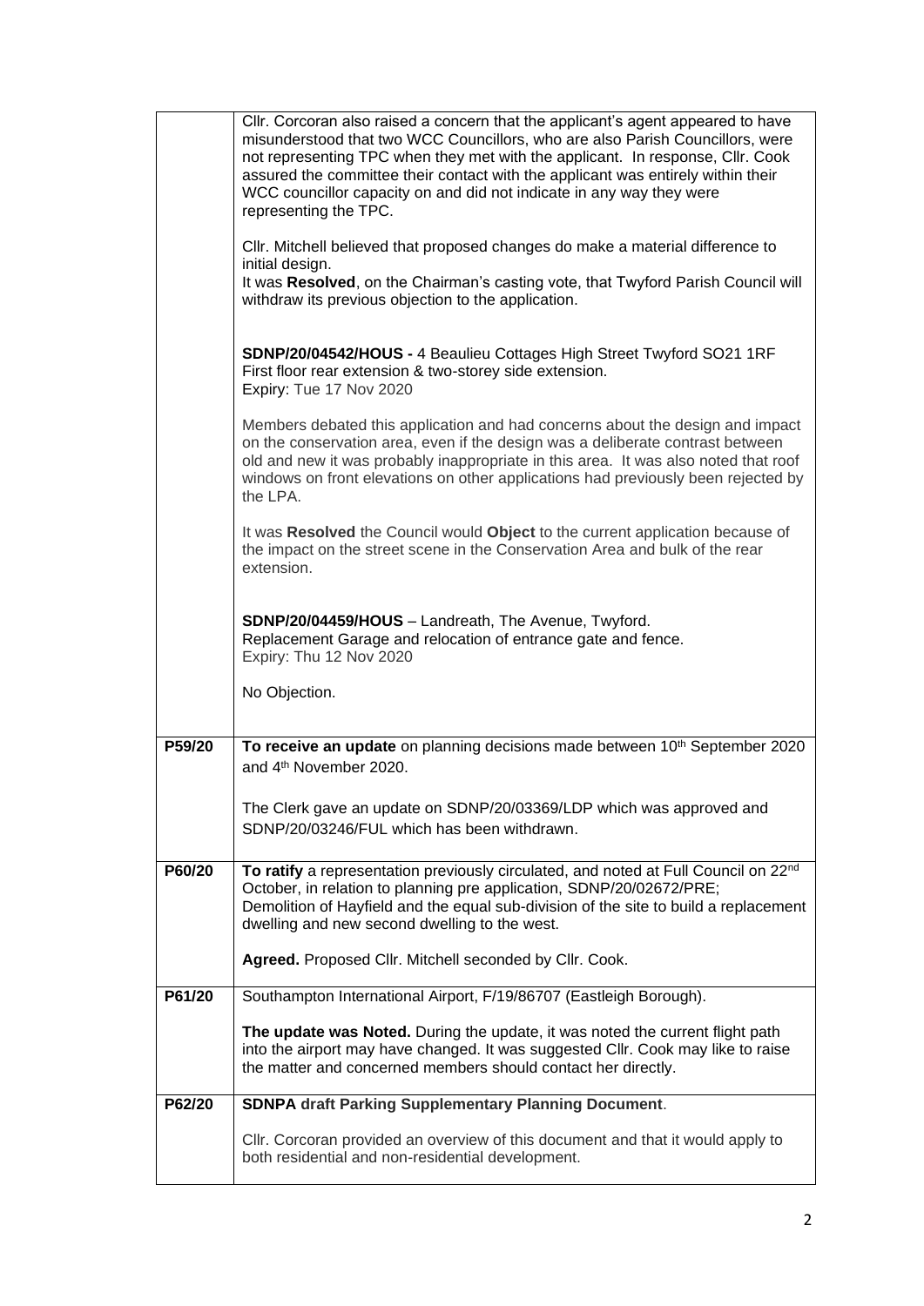| | |
|---|---|
| | Cllr. Corcoran also raised a concern that the applicant's agent appeared to have misunderstood that two WCC Councillors, who are also Parish Councillors, were not representing TPC when they met with the applicant. In response, Cllr. Cook assured the committee their contact with the applicant was entirely within their WCC councillor capacity on and did not indicate in any way they were representing the TPC.<br><br>Cllr. Mitchell believed that proposed changes do make a material difference to initial design.<br>It was **Resolved**, on the Chairman's casting vote, that Twyford Parish Council will withdraw its previous objection to the application.<br><br>**SDNP/20/04542/HOUS -** 4 Beaulieu Cottages High Street Twyford SO21 1RF<br>First floor rear extension & two-storey side extension.<br>Expiry: Tue 17 Nov 2020<br><br>Members debated this application and had concerns about the design and impact on the conservation area, even if the design was a deliberate contrast between old and new it was probably inappropriate in this area. It was also noted that roof windows on front elevations on other applications had previously been rejected by the LPA.<br><br>It was **Resolved** the Council would **Object** to the current application because of the impact on the street scene in the Conservation Area and bulk of the rear extension.<br><br>**SDNP/20/04459/HOUS** – Landreath, The Avenue, Twyford.<br>Replacement Garage and relocation of entrance gate and fence.<br>Expiry: Thu 12 Nov 2020<br><br>No Objection. |
| **P59/20** | **To receive an update** on planning decisions made between 10th September 2020 and 4th November 2020.<br><br>The Clerk gave an update on SDNP/20/03369/LDP which was approved and SDNP/20/03246/FUL which has been withdrawn. |
| **P60/20** | **To ratify** a representation previously circulated, and noted at Full Council on 22nd October, in relation to planning pre application, SDNP/20/02672/PRE; Demolition of Hayfield and the equal sub-division of the site to build a replacement dwelling and new second dwelling to the west.<br><br>**Agreed.** Proposed Cllr. Mitchell seconded by Cllr. Cook. |
| **P61/20** | Southampton International Airport, F/19/86707 (Eastleigh Borough).<br><br>**The update was Noted.** During the update, it was noted the current flight path into the airport may have changed. It was suggested Cllr. Cook may like to raise the matter and concerned members should contact her directly. |
| **P62/20** | **SDNPA draft Parking Supplementary Planning Document**.<br><br>Cllr. Corcoran provided an overview of this document and that it would apply to both residential and non-residential development. |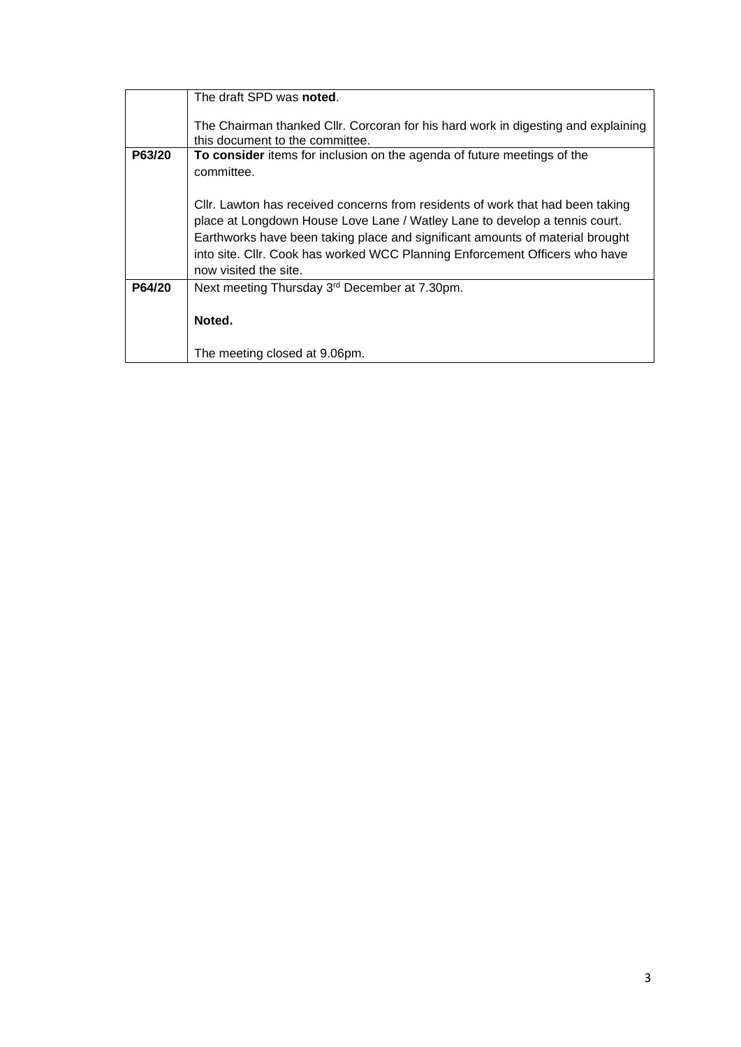| | |
|---|---|
| | The draft SPD was **noted**.<br><br>The Chairman thanked Cllr. Corcoran for his hard work in digesting and explaining this document to the committee. |
| **P63/20** | **To consider** items for inclusion on the agenda of future meetings of the committee.<br><br>Cllr. Lawton has received concerns from residents of work that had been taking place at Longdown House Love Lane / Watley Lane to develop a tennis court. Earthworks have been taking place and significant amounts of material brought into site. Cllr. Cook has worked WCC Planning Enforcement Officers who have now visited the site. |
| **P64/20** | Next meeting Thursday 3rd December at 7.30pm.<br><br>**Noted.**<br><br>The meeting closed at 9.06pm. |